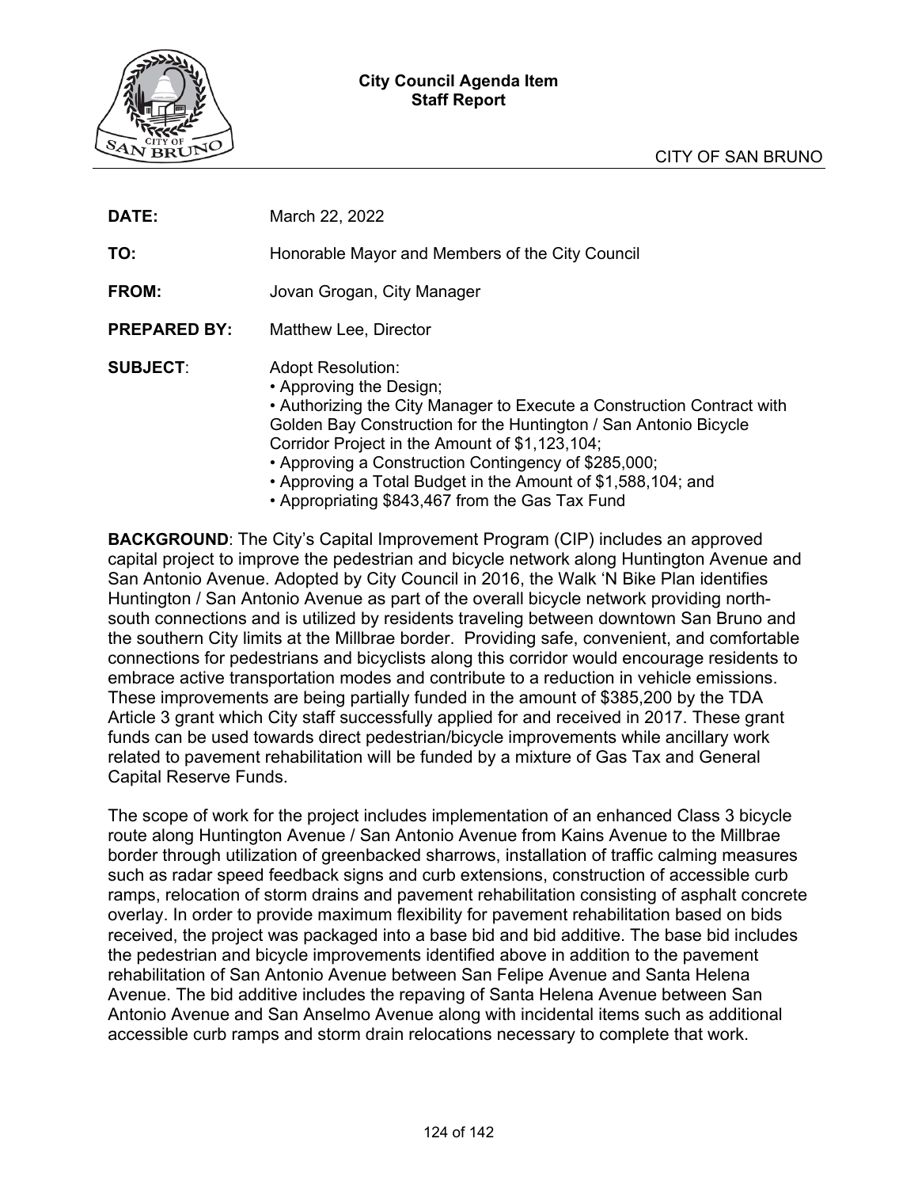**City Council Agenda Item**
**Staff Report**

CITY OF SAN BRUNO

| | |
|---|---|
| **DATE:** | March 22, 2022 |
| **TO:** | Honorable Mayor and Members of the City Council |
| **FROM:** | Jovan Grogan, City Manager |
| **PREPARED BY:** | Matthew Lee, Director |
| **SUBJECT**: | Adopt Resolution: • Approving the Design; • Authorizing the City Manager to Execute a Construction Contract with Golden Bay Construction for the Huntington / San Antonio Bicycle Corridor Project in the Amount of $1,123,104; • Approving a Construction Contingency of $285,000; • Approving a Total Budget in the Amount of $1,588,104; and • Appropriating $843,467 from the Gas Tax Fund |

**BACKGROUND**: The City's Capital Improvement Program (CIP) includes an approved capital project to improve the pedestrian and bicycle network along Huntington Avenue and San Antonio Avenue. Adopted by City Council in 2016, the Walk 'N Bike Plan identifies Huntington / San Antonio Avenue as part of the overall bicycle network providing north-south connections and is utilized by residents traveling between downtown San Bruno and the southern City limits at the Millbrae border. Providing safe, convenient, and comfortable connections for pedestrians and bicyclists along this corridor would encourage residents to embrace active transportation modes and contribute to a reduction in vehicle emissions. These improvements are being partially funded in the amount of $385,200 by the TDA Article 3 grant which City staff successfully applied for and received in 2017. These grant funds can be used towards direct pedestrian/bicycle improvements while ancillary work related to pavement rehabilitation will be funded by a mixture of Gas Tax and General Capital Reserve Funds.

The scope of work for the project includes implementation of an enhanced Class 3 bicycle route along Huntington Avenue / San Antonio Avenue from Kains Avenue to the Millbrae border through utilization of greenbacked sharrows, installation of traffic calming measures such as radar speed feedback signs and curb extensions, construction of accessible curb ramps, relocation of storm drains and pavement rehabilitation consisting of asphalt concrete overlay. In order to provide maximum flexibility for pavement rehabilitation based on bids received, the project was packaged into a base bid and bid additive. The base bid includes the pedestrian and bicycle improvements identified above in addition to the pavement rehabilitation of San Antonio Avenue between San Felipe Avenue and Santa Helena Avenue. The bid additive includes the repaving of Santa Helena Avenue between San Antonio Avenue and San Anselmo Avenue along with incidental items such as additional accessible curb ramps and storm drain relocations necessary to complete that work.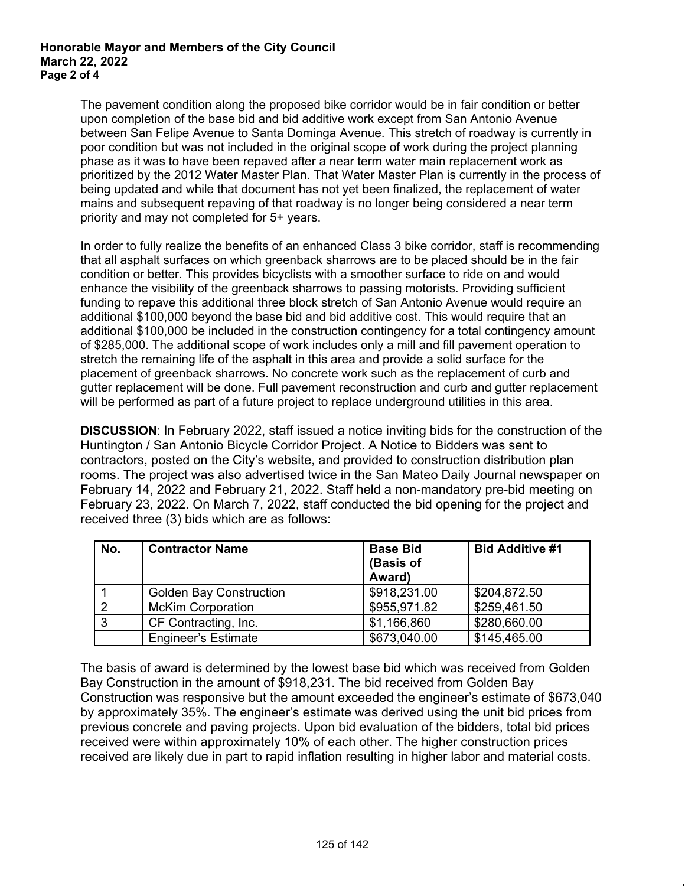The pavement condition along the proposed bike corridor would be in fair condition or better upon completion of the base bid and bid additive work except from San Antonio Avenue between San Felipe Avenue to Santa Dominga Avenue. This stretch of roadway is currently in poor condition but was not included in the original scope of work during the project planning phase as it was to have been repaved after a near term water main replacement work as prioritized by the 2012 Water Master Plan. That Water Master Plan is currently in the process of being updated and while that document has not yet been finalized, the replacement of water mains and subsequent repaving of that roadway is no longer being considered a near term priority and may not completed for 5+ years.

In order to fully realize the benefits of an enhanced Class 3 bike corridor, staff is recommending that all asphalt surfaces on which greenback sharrows are to be placed should be in the fair condition or better. This provides bicyclists with a smoother surface to ride on and would enhance the visibility of the greenback sharrows to passing motorists. Providing sufficient funding to repave this additional three block stretch of San Antonio Avenue would require an additional $100,000 beyond the base bid and bid additive cost. This would require that an additional $100,000 be included in the construction contingency for a total contingency amount of $285,000. The additional scope of work includes only a mill and fill pavement operation to stretch the remaining life of the asphalt in this area and provide a solid surface for the placement of greenback sharrows. No concrete work such as the replacement of curb and gutter replacement will be done. Full pavement reconstruction and curb and gutter replacement will be performed as part of a future project to replace underground utilities in this area.

**DISCUSSION**: In February 2022, staff issued a notice inviting bids for the construction of the Huntington / San Antonio Bicycle Corridor Project. A Notice to Bidders was sent to contractors, posted on the City's website, and provided to construction distribution plan rooms. The project was also advertised twice in the San Mateo Daily Journal newspaper on February 14, 2022 and February 21, 2022. Staff held a non-mandatory pre-bid meeting on February 23, 2022. On March 7, 2022, staff conducted the bid opening for the project and received three (3) bids which are as follows:

| No. | Contractor Name | Base Bid (Basis of Award) | Bid Additive #1 |
|---|---|---|---|
| 1 | Golden Bay Construction | $918,231.00 | $204,872.50 |
| 2 | McKim Corporation | $955,971.82 | $259,461.50 |
| 3 | CF Contracting, Inc. | $1,166,860 | $280,660.00 |
| | Engineer's Estimate | $673,040.00 | $145,465.00 |

The basis of award is determined by the lowest base bid which was received from Golden Bay Construction in the amount of $918,231. The bid received from Golden Bay Construction was responsive but the amount exceeded the engineer's estimate of $673,040 by approximately 35%. The engineer's estimate was derived using the unit bid prices from previous concrete and paving projects. Upon bid evaluation of the bidders, total bid prices received were within approximately 10% of each other. The higher construction prices received are likely due in part to rapid inflation resulting in higher labor and material costs.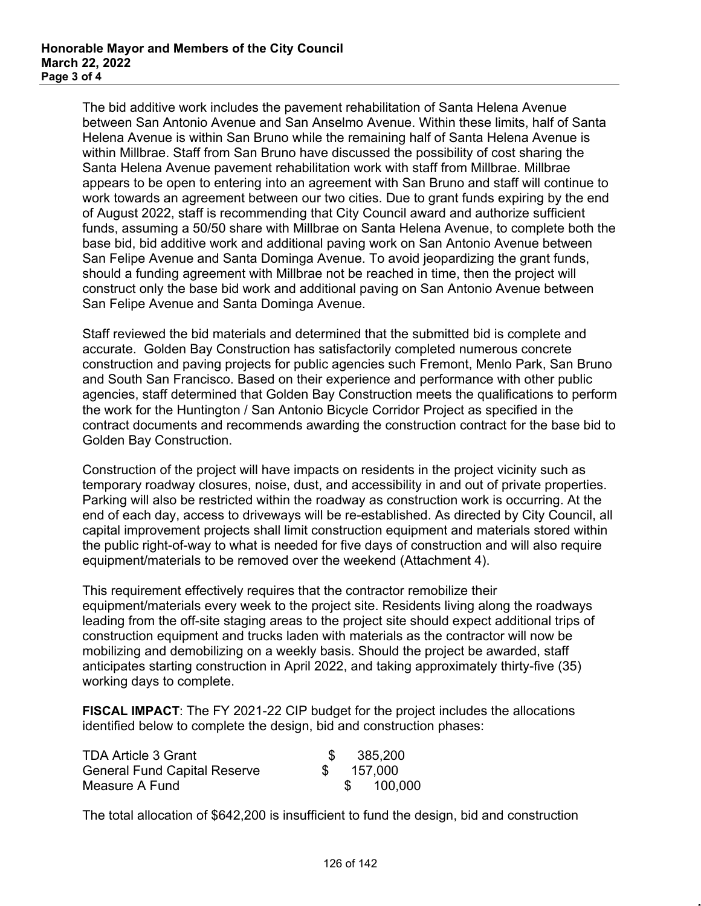The bid additive work includes the pavement rehabilitation of Santa Helena Avenue between San Antonio Avenue and San Anselmo Avenue. Within these limits, half of Santa Helena Avenue is within San Bruno while the remaining half of Santa Helena Avenue is within Millbrae. Staff from San Bruno have discussed the possibility of cost sharing the Santa Helena Avenue pavement rehabilitation work with staff from Millbrae. Millbrae appears to be open to entering into an agreement with San Bruno and staff will continue to work towards an agreement between our two cities. Due to grant funds expiring by the end of August 2022, staff is recommending that City Council award and authorize sufficient funds, assuming a 50/50 share with Millbrae on Santa Helena Avenue, to complete both the base bid, bid additive work and additional paving work on San Antonio Avenue between San Felipe Avenue and Santa Dominga Avenue. To avoid jeopardizing the grant funds, should a funding agreement with Millbrae not be reached in time, then the project will construct only the base bid work and additional paving on San Antonio Avenue between San Felipe Avenue and Santa Dominga Avenue.

Staff reviewed the bid materials and determined that the submitted bid is complete and accurate. Golden Bay Construction has satisfactorily completed numerous concrete construction and paving projects for public agencies such Fremont, Menlo Park, San Bruno and South San Francisco. Based on their experience and performance with other public agencies, staff determined that Golden Bay Construction meets the qualifications to perform the work for the Huntington / San Antonio Bicycle Corridor Project as specified in the contract documents and recommends awarding the construction contract for the base bid to Golden Bay Construction.

Construction of the project will have impacts on residents in the project vicinity such as temporary roadway closures, noise, dust, and accessibility in and out of private properties. Parking will also be restricted within the roadway as construction work is occurring. At the end of each day, access to driveways will be re-established. As directed by City Council, all capital improvement projects shall limit construction equipment and materials stored within the public right-of-way to what is needed for five days of construction and will also require equipment/materials to be removed over the weekend (Attachment 4).

This requirement effectively requires that the contractor remobilize their equipment/materials every week to the project site. Residents living along the roadways leading from the off-site staging areas to the project site should expect additional trips of construction equipment and trucks laden with materials as the contractor will now be mobilizing and demobilizing on a weekly basis. Should the project be awarded, staff anticipates starting construction in April 2022, and taking approximately thirty-five (35) working days to complete.

**FISCAL IMPACT**: The FY 2021-22 CIP budget for the project includes the allocations identified below to complete the design, bid and construction phases:

| | |
|---|---|
| TDA Article 3 Grant | $ 385,200 |
| General Fund Capital Reserve | $ 157,000 |
| Measure A Fund | $ 100,000 |

The total allocation of $642,200 is insufficient to fund the design, bid and construction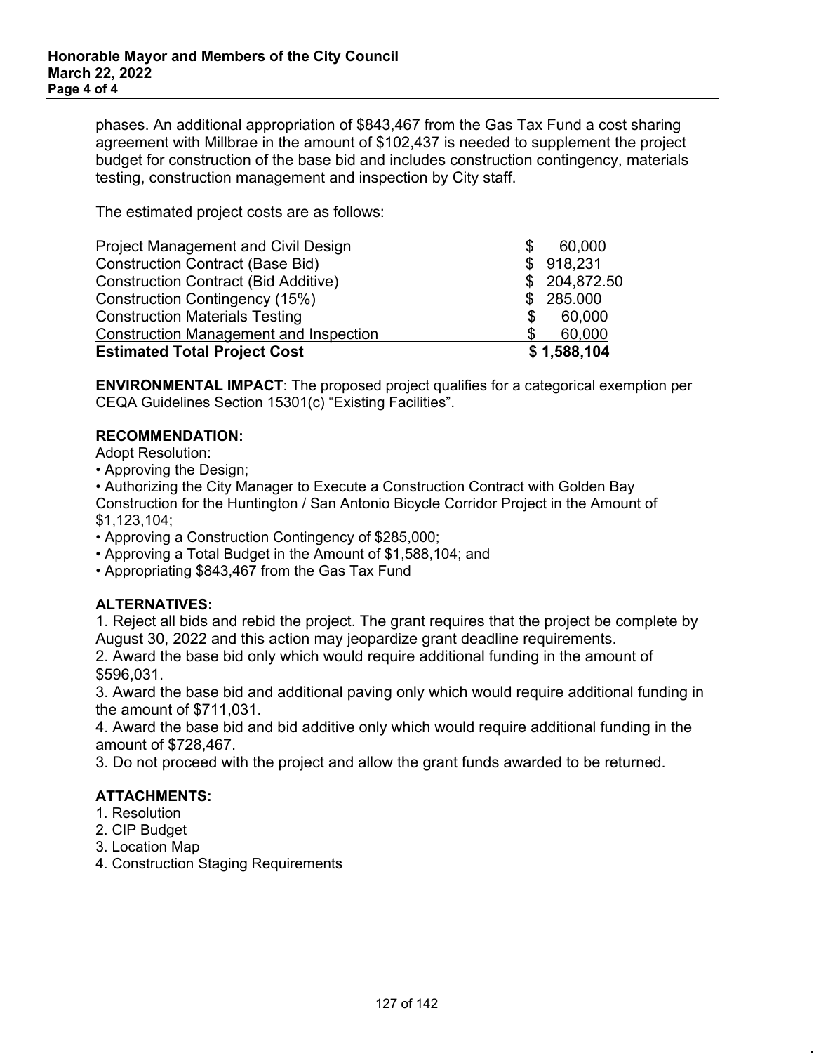phases. An additional appropriation of $843,467 from the Gas Tax Fund a cost sharing agreement with Millbrae in the amount of $102,437 is needed to supplement the project budget for construction of the base bid and includes construction contingency, materials testing, construction management and inspection by City staff.

The estimated project costs are as follows:

| | |
|---|---|
| Project Management and Civil Design | $ 60,000 |
| Construction Contract (Base Bid) | $ 918,231 |
| Construction Contract (Bid Additive) | $ 204,872.50 |
| Construction Contingency (15%) | $ 285.000 |
| Construction Materials Testing | $ 60,000 |
| Construction Management and Inspection | $ 60,000 |
| **Estimated Total Project Cost** | **$ 1,588,104** |

**ENVIRONMENTAL IMPACT**: The proposed project qualifies for a categorical exemption per CEQA Guidelines Section 15301(c) "Existing Facilities".

**RECOMMENDATION:**

Adopt Resolution:

- Approving the Design;
- Authorizing the City Manager to Execute a Construction Contract with Golden Bay Construction for the Huntington / San Antonio Bicycle Corridor Project in the Amount of $1,123,104;
- Approving a Construction Contingency of $285,000;
- Approving a Total Budget in the Amount of $1,588,104; and
- Appropriating $843,467 from the Gas Tax Fund

**ALTERNATIVES:**

1. Reject all bids and rebid the project. The grant requires that the project be complete by August 30, 2022 and this action may jeopardize grant deadline requirements.
2. Award the base bid only which would require additional funding in the amount of $596,031.
3. Award the base bid and additional paving only which would require additional funding in the amount of $711,031.
4. Award the base bid and bid additive only which would require additional funding in the amount of $728,467.

3\. Do not proceed with the project and allow the grant funds awarded to be returned.

**ATTACHMENTS:**

1. Resolution
2. CIP Budget
3. Location Map
4. Construction Staging Requirements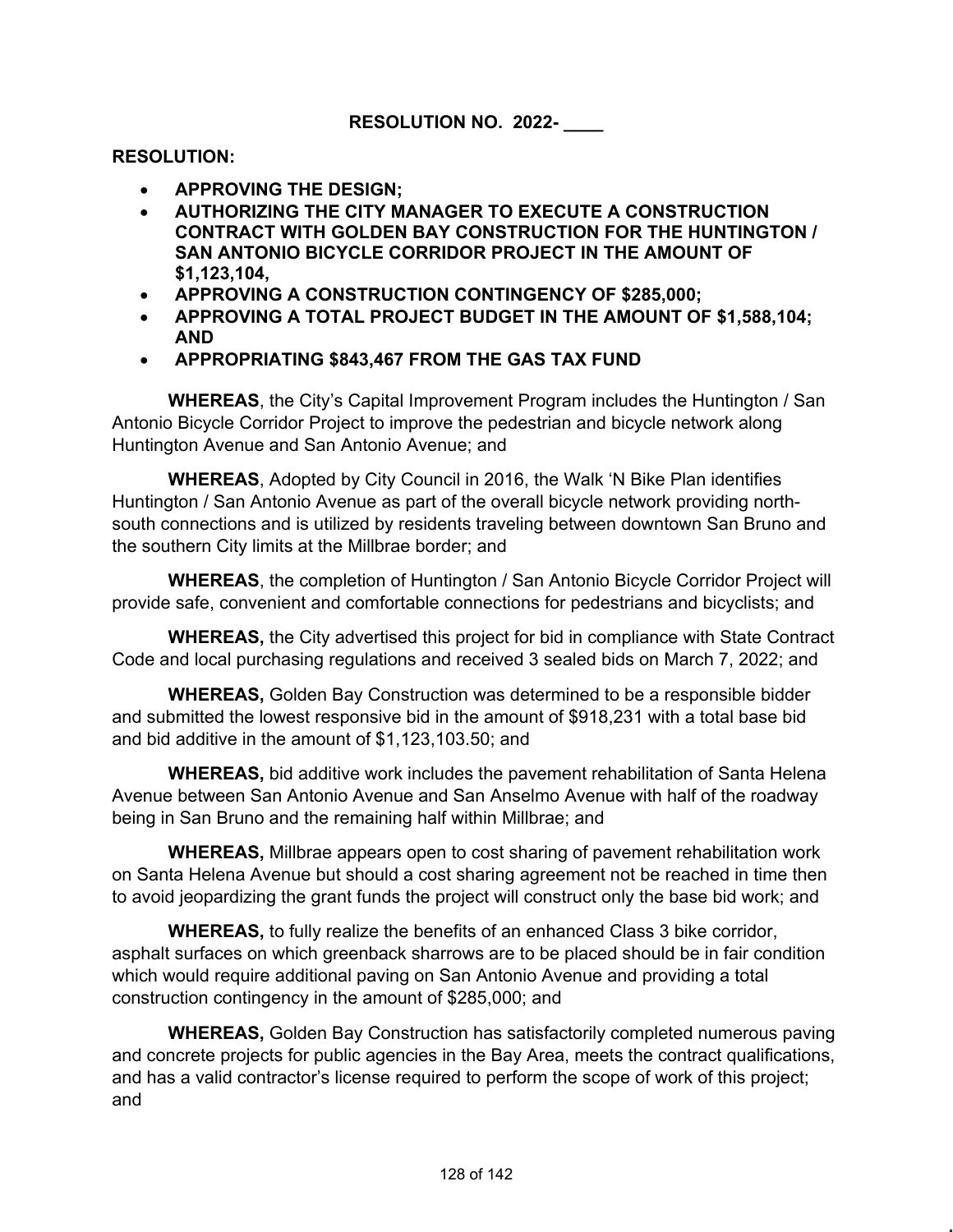**RESOLUTION NO. 2022- ____**

**RESOLUTION:**

- **APPROVING THE DESIGN;**
- **AUTHORIZING THE CITY MANAGER TO EXECUTE A CONSTRUCTION CONTRACT WITH GOLDEN BAY CONSTRUCTION FOR THE HUNTINGTON / SAN ANTONIO BICYCLE CORRIDOR PROJECT IN THE AMOUNT OF $1,123,104,**
- **APPROVING A CONSTRUCTION CONTINGENCY OF $285,000;**
- **APPROVING A TOTAL PROJECT BUDGET IN THE AMOUNT OF $1,588,104; AND**
- **APPROPRIATING $843,467 FROM THE GAS TAX FUND**

**WHEREAS**, the City's Capital Improvement Program includes the Huntington / San Antonio Bicycle Corridor Project to improve the pedestrian and bicycle network along Huntington Avenue and San Antonio Avenue; and

**WHEREAS**, Adopted by City Council in 2016, the Walk 'N Bike Plan identifies Huntington / San Antonio Avenue as part of the overall bicycle network providing north-south connections and is utilized by residents traveling between downtown San Bruno and the southern City limits at the Millbrae border; and

**WHEREAS**, the completion of Huntington / San Antonio Bicycle Corridor Project will provide safe, convenient and comfortable connections for pedestrians and bicyclists; and

**WHEREAS,** the City advertised this project for bid in compliance with State Contract Code and local purchasing regulations and received 3 sealed bids on March 7, 2022; and

**WHEREAS,** Golden Bay Construction was determined to be a responsible bidder and submitted the lowest responsive bid in the amount of $918,231 with a total base bid and bid additive in the amount of $1,123,103.50; and

**WHEREAS,** bid additive work includes the pavement rehabilitation of Santa Helena Avenue between San Antonio Avenue and San Anselmo Avenue with half of the roadway being in San Bruno and the remaining half within Millbrae; and

**WHEREAS,** Millbrae appears open to cost sharing of pavement rehabilitation work on Santa Helena Avenue but should a cost sharing agreement not be reached in time then to avoid jeopardizing the grant funds the project will construct only the base bid work; and

**WHEREAS,** to fully realize the benefits of an enhanced Class 3 bike corridor, asphalt surfaces on which greenback sharrows are to be placed should be in fair condition which would require additional paving on San Antonio Avenue and providing a total construction contingency in the amount of $285,000; and

**WHEREAS,** Golden Bay Construction has satisfactorily completed numerous paving and concrete projects for public agencies in the Bay Area, meets the contract qualifications, and has a valid contractor's license required to perform the scope of work of this project; and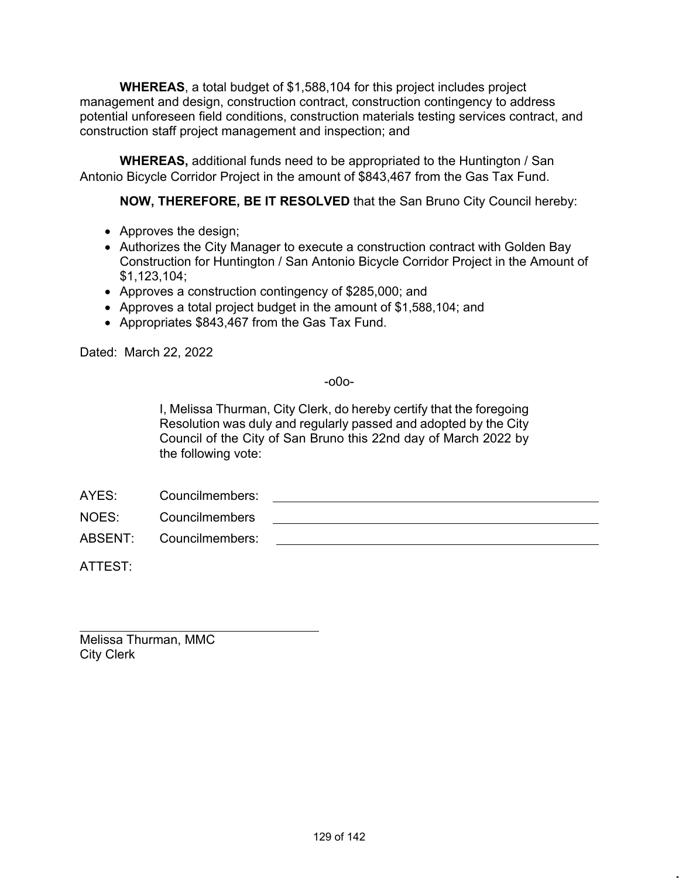**WHEREAS**, a total budget of $1,588,104 for this project includes project management and design, construction contract, construction contingency to address potential unforeseen field conditions, construction materials testing services contract, and construction staff project management and inspection; and

**WHEREAS,** additional funds need to be appropriated to the Huntington / San Antonio Bicycle Corridor Project in the amount of $843,467 from the Gas Tax Fund.

**NOW, THEREFORE, BE IT RESOLVED** that the San Bruno City Council hereby:

- Approves the design;
- Authorizes the City Manager to execute a construction contract with Golden Bay Construction for Huntington / San Antonio Bicycle Corridor Project in the Amount of $1,123,104;
- Approves a construction contingency of $285,000; and
- Approves a total project budget in the amount of $1,588,104; and
- Appropriates $843,467 from the Gas Tax Fund.

Dated: March 22, 2022

-o0o-

I, Melissa Thurman, City Clerk, do hereby certify that the foregoing Resolution was duly and regularly passed and adopted by the City Council of the City of San Bruno this 22nd day of March 2022 by the following vote:

AYES: Councilmembers: ______________________________

NOES: Councilmembers ______________________________

ABSENT: Councilmembers: ______________________________

ATTEST:

______________________________
Melissa Thurman, MMC
City Clerk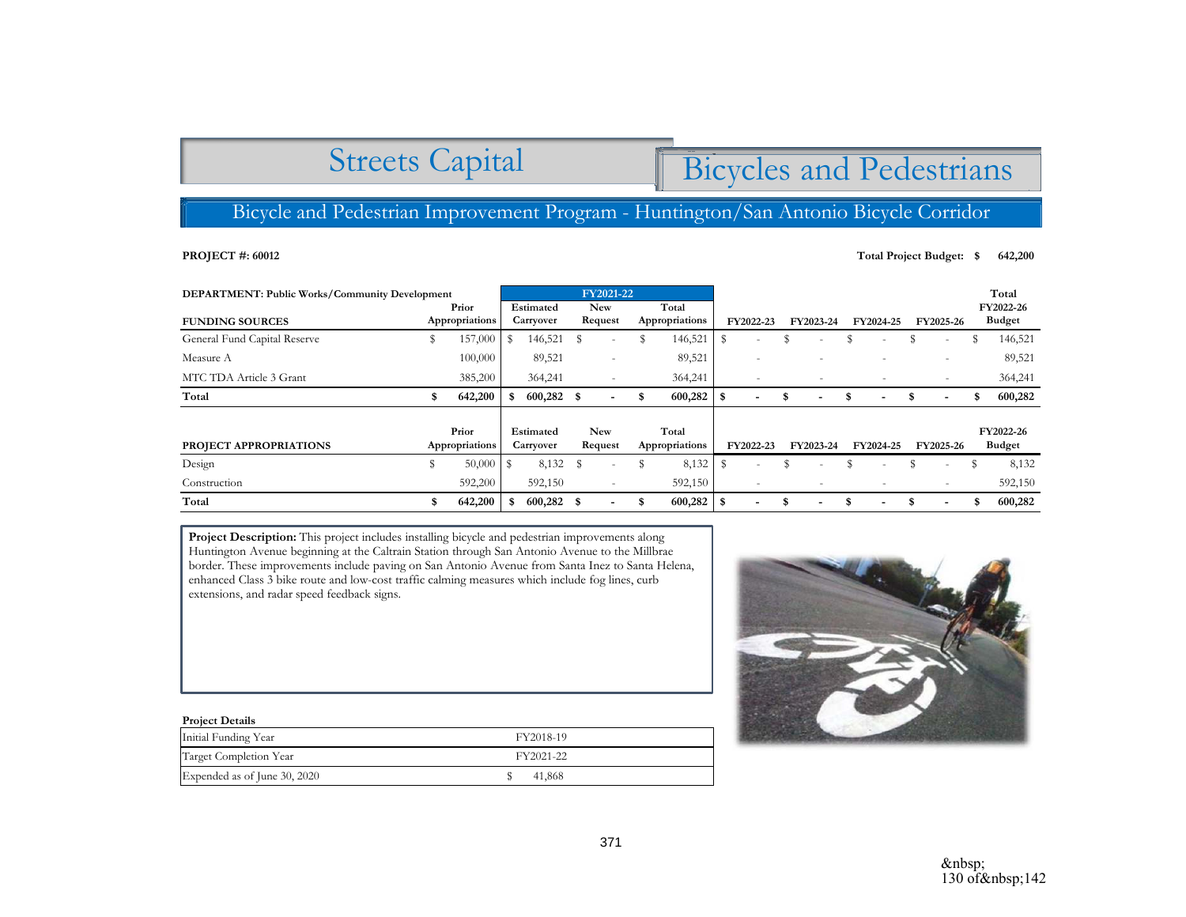# Streets Capital

## Bicycles and Pedestrians

### Bicycle and Pedestrian Improvement Program - Huntington/San Antonio Bicycle Corridor

**PROJECT #: 60012**

**Total Project Budget: $ 642,200**

**DEPARTMENT: Public Works/Community Development**

| FUNDING SOURCES | Prior Appropriations | FY2021-22 Estimated Carryover | FY2021-22 New Request | FY2021-22 Total Appropriations | FY2022-23 | FY2023-24 | FY2024-25 | FY2025-26 | Total FY2022-26 Budget |
|---|---|---|---|---|---|---|---|---|---|
| General Fund Capital Reserve | $ 157,000 | $ 146,521 | $ - | $ 146,521 | $ - | $ - | $ - | $ - | $ 146,521 |
| Measure A | 100,000 | 89,521 | - | 89,521 | - | - | - | - | 89,521 |
| MTC TDA Article 3 Grant | 385,200 | 364,241 | - | 364,241 | - | - | - | - | 364,241 |
| **Total** | **$ 642,200** | **$ 600,282** | **$ -** | **$ 600,282** | **$ -** | **$ -** | **$ -** | **$ -** | **$ 600,282** |

| PROJECT APPROPRIATIONS | Prior Appropriations | Estimated Carryover | New Request | Total Appropriations | FY2022-23 | FY2023-24 | FY2024-25 | FY2025-26 | FY2022-26 Budget |
|---|---|---|---|---|---|---|---|---|---|
| Design | $ 50,000 | $ 8,132 | $ - | $ 8,132 | $ - | $ - | $ - | $ - | $ 8,132 |
| Construction | 592,200 | 592,150 | - | 592,150 | - | - | - | - | 592,150 |
| **Total** | **$ 642,200** | **$ 600,282** | **$ -** | **$ 600,282** | **$ -** | **$ -** | **$ -** | **$ -** | **$ 600,282** |

**Project Description:** This project includes installing bicycle and pedestrian improvements along Huntington Avenue beginning at the Caltrain Station through San Antonio Avenue to the Millbrae border. These improvements include paving on San Antonio Avenue from Santa Inez to Santa Helena, enhanced Class 3 bike route and low-cost traffic calming measures which include fog lines, curb extensions, and radar speed feedback signs.

**Project Details**

| | |
|---|---|
| Initial Funding Year | FY2018-19 |
| Target Completion Year | FY2021-22 |
| Expended as of June 30, 2020 | $ 41,868 |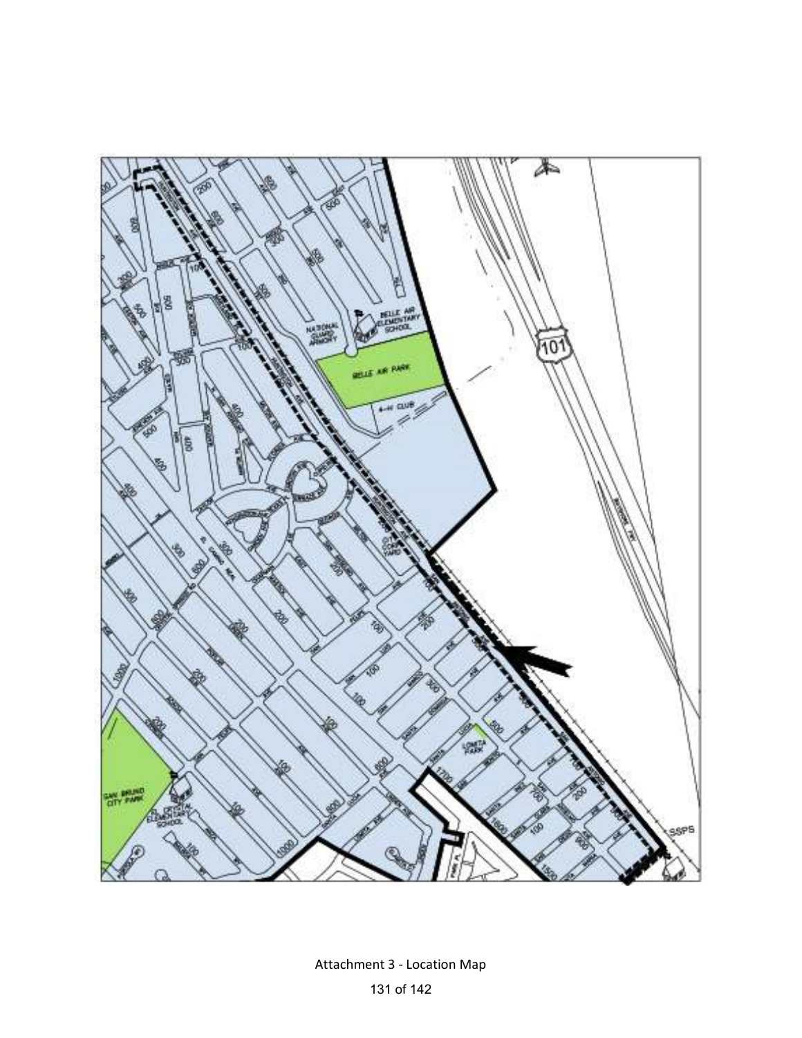Attachment 3 - Location Map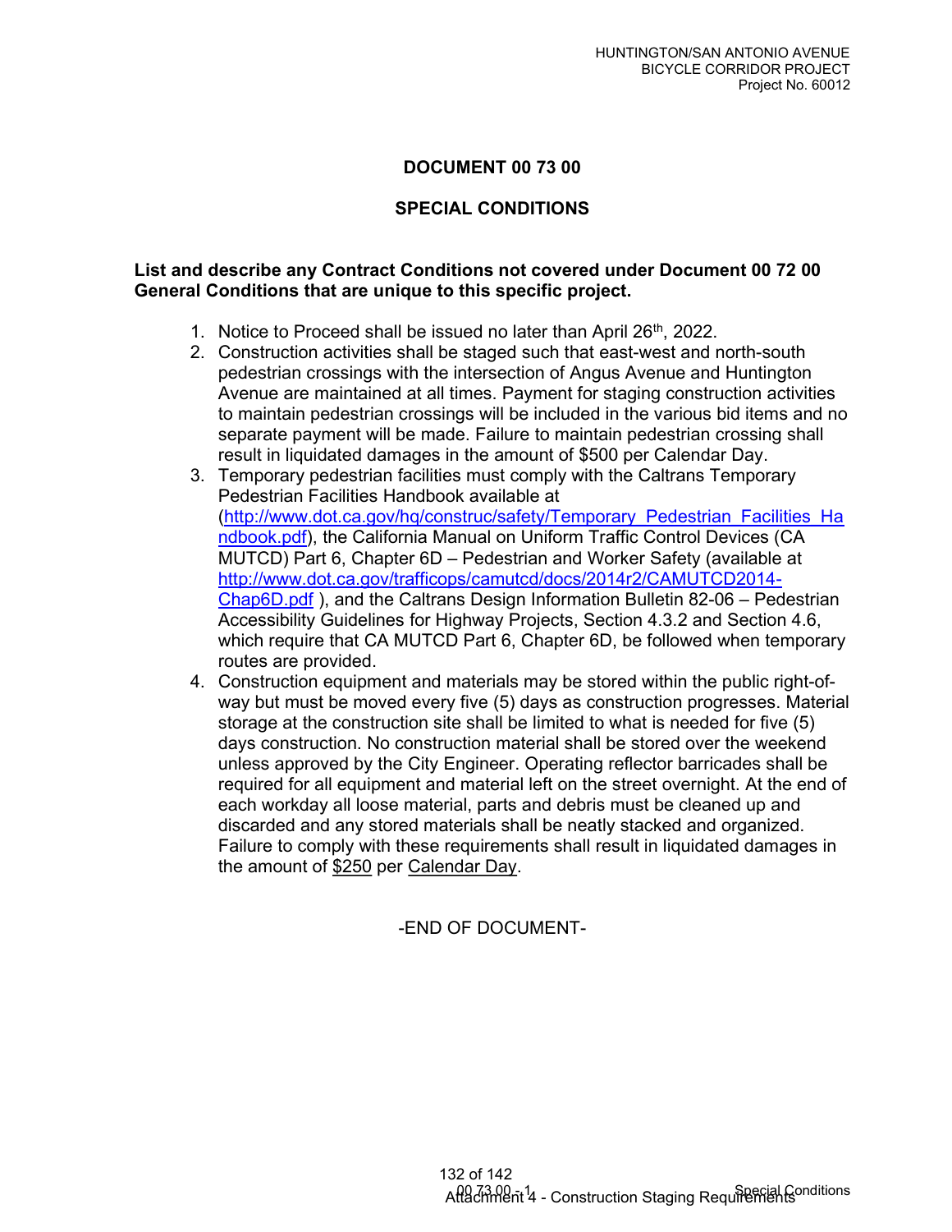# DOCUMENT 00 73 00

# SPECIAL CONDITIONS

**List and describe any Contract Conditions not covered under Document 00 72 00 General Conditions that are unique to this specific project.**

1. Notice to Proceed shall be issued no later than April 26th, 2022.
2. Construction activities shall be staged such that east-west and north-south pedestrian crossings with the intersection of Angus Avenue and Huntington Avenue are maintained at all times. Payment for staging construction activities to maintain pedestrian crossings will be included in the various bid items and no separate payment will be made. Failure to maintain pedestrian crossing shall result in liquidated damages in the amount of $500 per Calendar Day.
3. Temporary pedestrian facilities must comply with the Caltrans Temporary Pedestrian Facilities Handbook available at (http://www.dot.ca.gov/hq/construc/safety/Temporary_Pedestrian_Facilities_Handbook.pdf), the California Manual on Uniform Traffic Control Devices (CA MUTCD) Part 6, Chapter 6D – Pedestrian and Worker Safety (available at http://www.dot.ca.gov/trafficops/camutcd/docs/2014r2/CAMUTCD2014-Chap6D.pdf ), and the Caltrans Design Information Bulletin 82-06 – Pedestrian Accessibility Guidelines for Highway Projects, Section 4.3.2 and Section 4.6, which require that CA MUTCD Part 6, Chapter 6D, be followed when temporary routes are provided.
4. Construction equipment and materials may be stored within the public right-of-way but must be moved every five (5) days as construction progresses. Material storage at the construction site shall be limited to what is needed for five (5) days construction. No construction material shall be stored over the weekend unless approved by the City Engineer. Operating reflector barricades shall be required for all equipment and material left on the street overnight. At the end of each workday all loose material, parts and debris must be cleaned up and discarded and any stored materials shall be neatly stacked and organized. Failure to comply with these requirements shall result in liquidated damages in the amount of $250 per Calendar Day.

-END OF DOCUMENT-